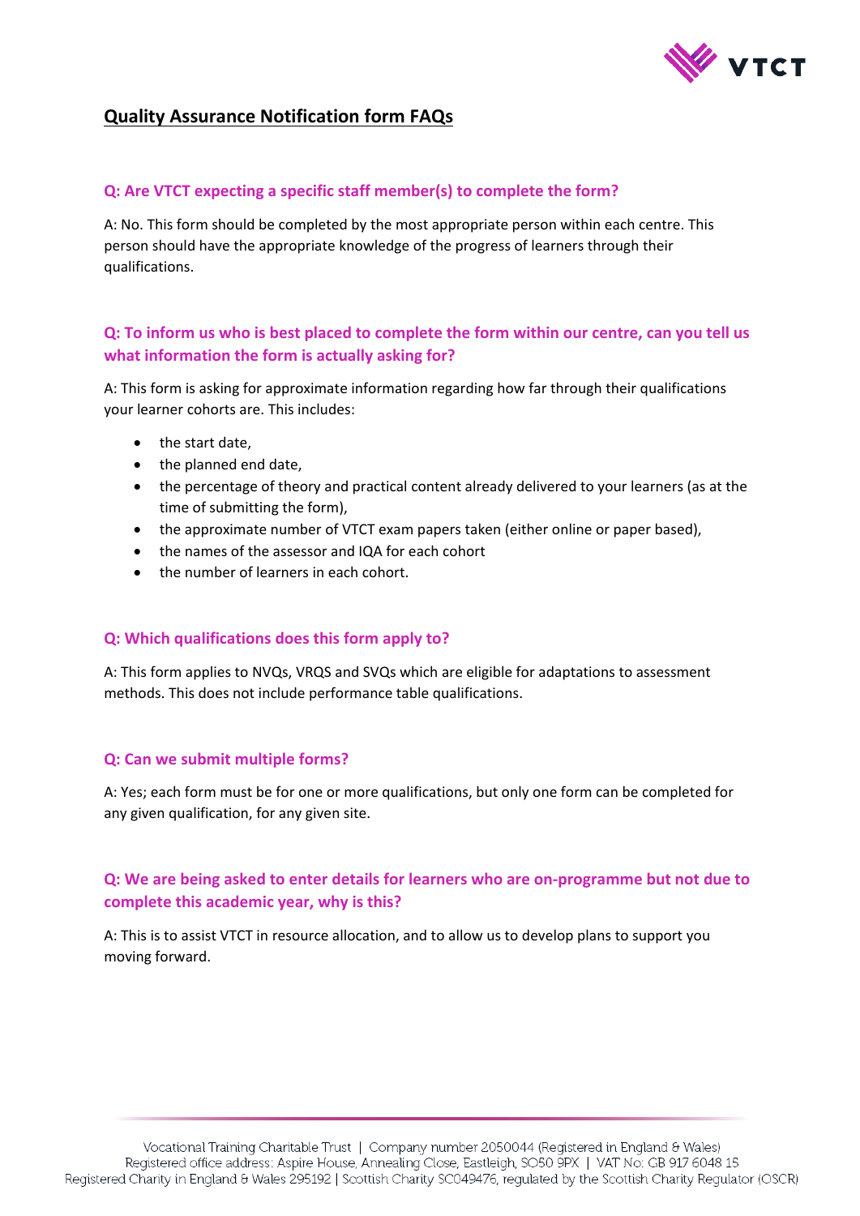# Quality Assurance Notification form FAQs

### Q: Are VTCT expecting a specific staff member(s) to complete the form?

A: No. This form should be completed by the most appropriate person within each centre. This person should have the appropriate knowledge of the progress of learners through their qualifications.

### Q: To inform us who is best placed to complete the form within our centre, can you tell us what information the form is actually asking for?

A: This form is asking for approximate information regarding how far through their qualifications your learner cohorts are. This includes:

- the start date,
- the planned end date,
- the percentage of theory and practical content already delivered to your learners (as at the time of submitting the form),
- the approximate number of VTCT exam papers taken (either online or paper based),
- the names of the assessor and IQA for each cohort
- the number of learners in each cohort.

### Q: Which qualifications does this form apply to?

A: This form applies to NVQs, VRQS and SVQs which are eligible for adaptations to assessment methods. This does not include performance table qualifications.

### Q: Can we submit multiple forms?

A: Yes; each form must be for one or more qualifications, but only one form can be completed for any given qualification, for any given site.

### Q: We are being asked to enter details for learners who are on-programme but not due to complete this academic year, why is this?

A: This is to assist VTCT in resource allocation, and to allow us to develop plans to support you moving forward.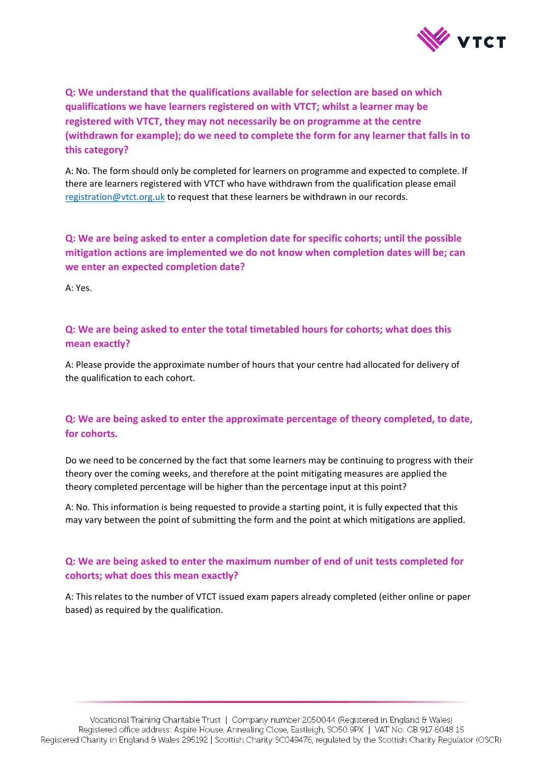**Q: We understand that the qualifications available for selection are based on which qualifications we have learners registered on with VTCT; whilst a learner may be registered with VTCT, they may not necessarily be on programme at the centre (withdrawn for example); do we need to complete the form for any learner that falls in to this category?**

A: No. The form should only be completed for learners on programme and expected to complete. If there are learners registered with VTCT who have withdrawn from the qualification please email registration@vtct.org.uk to request that these learners be withdrawn in our records.

**Q: We are being asked to enter a completion date for specific cohorts; until the possible mitigation actions are implemented we do not know when completion dates will be; can we enter an expected completion date?**

A: Yes.

**Q: We are being asked to enter the total timetabled hours for cohorts; what does this mean exactly?**

A: Please provide the approximate number of hours that your centre had allocated for delivery of the qualification to each cohort.

**Q: We are being asked to enter the approximate percentage of theory completed, to date, for cohorts.**

Do we need to be concerned by the fact that some learners may be continuing to progress with their theory over the coming weeks, and therefore at the point mitigating measures are applied the theory completed percentage will be higher than the percentage input at this point?

A: No. This information is being requested to provide a starting point, it is fully expected that this may vary between the point of submitting the form and the point at which mitigations are applied.

**Q: We are being asked to enter the maximum number of end of unit tests completed for cohorts; what does this mean exactly?**

A: This relates to the number of VTCT issued exam papers already completed (either online or paper based) as required by the qualification.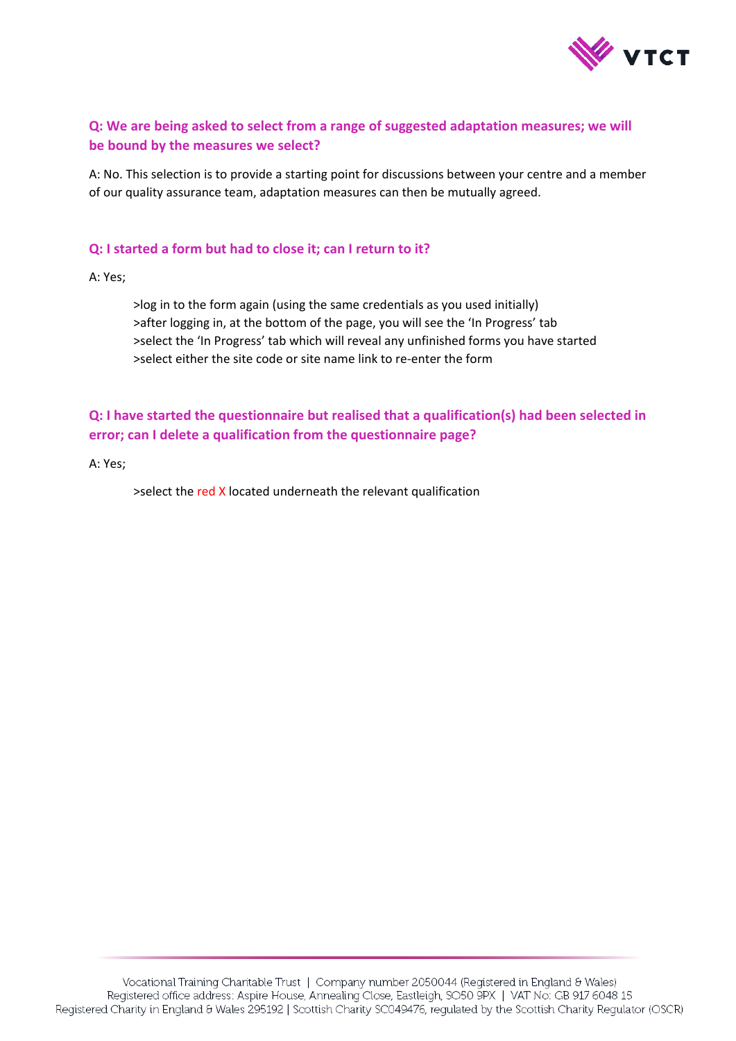**Q: We are being asked to select from a range of suggested adaptation measures; we will be bound by the measures we select?**

A: No. This selection is to provide a starting point for discussions between your centre and a member of our quality assurance team, adaptation measures can then be mutually agreed.

**Q: I started a form but had to close it; can I return to it?**

A: Yes;

>log in to the form again (using the same credentials as you used initially)
>after logging in, at the bottom of the page, you will see the 'In Progress' tab
>select the 'In Progress' tab which will reveal any unfinished forms you have started
>select either the site code or site name link to re-enter the form

**Q: I have started the questionnaire but realised that a qualification(s) had been selected in error; can I delete a qualification from the questionnaire page?**

A: Yes;

>select the red X located underneath the relevant qualification